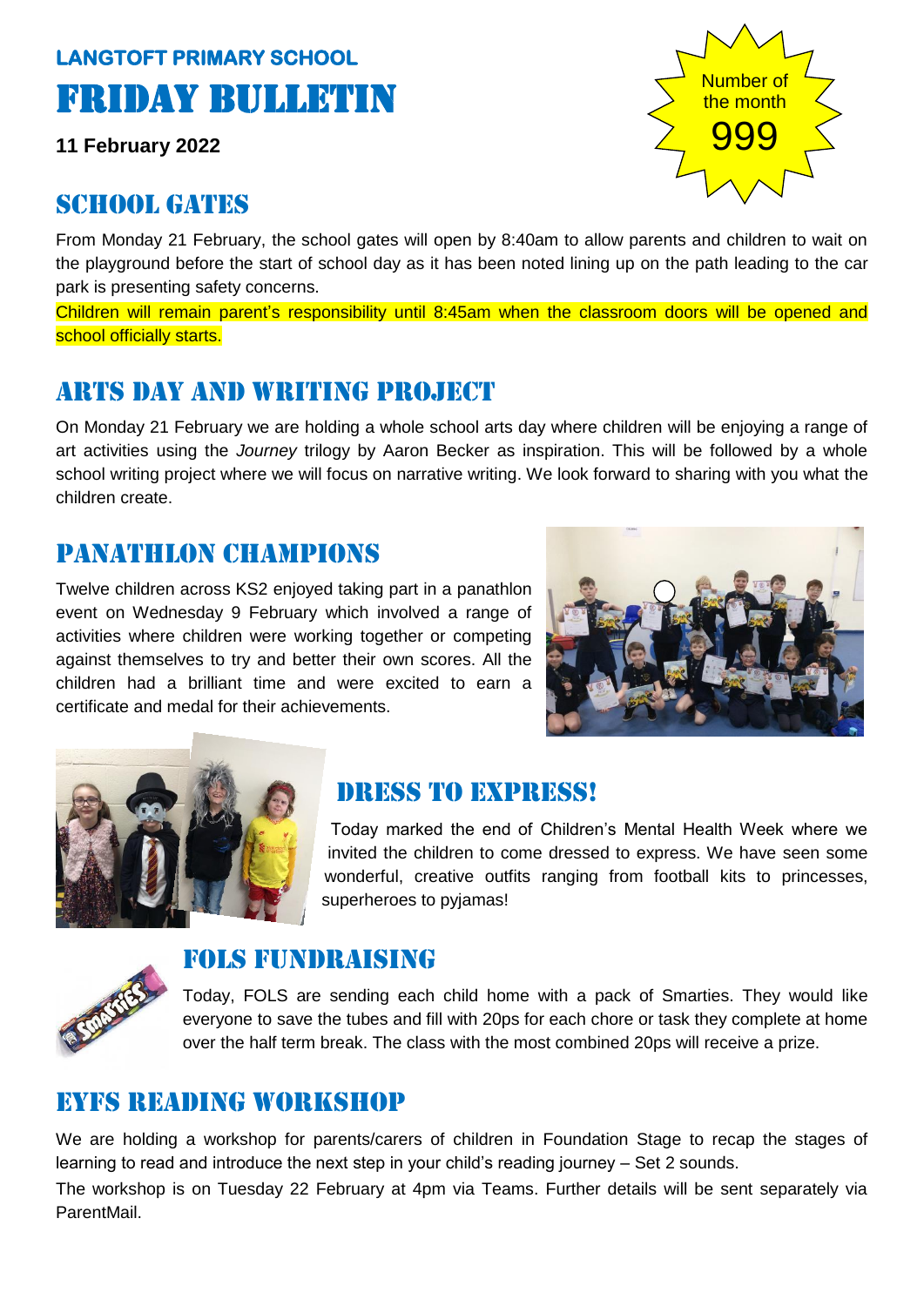**LANGTOFT PRIMARY SCHOOL**

# FRIDAY BULLETIN

**11 February 2022**

Number of the month

999

## SCHOOL GATES

From Monday 21 February, the school gates will open by 8:40am to allow parents and children to wait on the playground before the start of school day as it has been noted lining up on the path leading to the car park is presenting safety concerns.

Children will remain parent's responsibility until 8:45am when the classroom doors will be opened and school officially starts.

## ARTS DAY AND WRITING PROJECT

On Monday 21 February we are holding a whole school arts day where children will be enjoying a range of art activities using the *Journey* trilogy by Aaron Becker as inspiration. This will be followed by a whole school writing project where we will focus on narrative writing. We look forward to sharing with you what the children create.

## PANATHLON CHAMPIONS

Twelve children across KS2 enjoyed taking part in a panathlon event on Wednesday 9 February which involved a range of activities where children were working together or competing against themselves to try and better their own scores. All the children had a brilliant time and were excited to earn a certificate and medal for their achievements.

## DRESS TO EXPRESS!

Today marked the end of Children's Mental Health Week where we invited the children to come dressed to express. We have seen some wonderful, creative outfits ranging from football kits to princesses, superheroes to pyjamas!

## FOLS FUNDRAISING

Today, FOLS are sending each child home with a pack of Smarties. They would like everyone to save the tubes and fill with 20ps for each chore or task they complete at home over the half term break. The class with the most combined 20ps will receive a prize.

## EYFS READING WORKSHOP

We are holding a workshop for parents/carers of children in Foundation Stage to recap the stages of learning to read and introduce the next step in your child's reading journey – Set 2 sounds.

The workshop is on Tuesday 22 February at 4pm via Teams. Further details will be sent separately via ParentMail.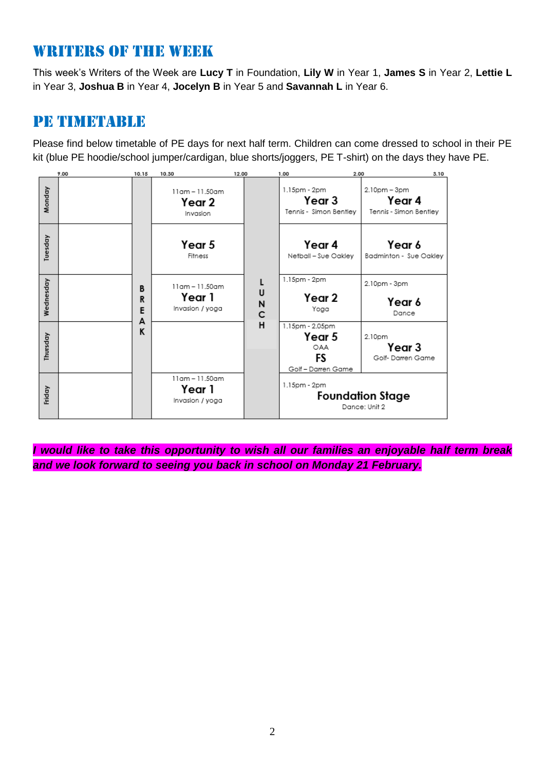## WRITERS OF THE WEEK

This week's Writers of the Week are **Lucy T** in Foundation, **Lily W** in Year 1, **James S** in Year 2, **Lettie L** in Year 3, **Joshua B** in Year 4, **Jocelyn B** in Year 5 and **Savannah L** in Year 6.

## PE TIMETABLE

Please find below timetable of PE days for next half term. Children can come dressed to school in their PE kit (blue PE hoodie/school jumper/cardigan, blue shorts/joggers, PE T-shirt) on the days they have PE.

| | 9.00 – 10.15 | 10.15 – 10.30 | 10.30 – 12.00 | 12.00 – 1.00 | 1.00 – 2.00 | 2.00 – 3.10 |
|---|---|---|---|---|---|---|
| Monday | | BREAK | 11am – 11.50am **Year 2** Invasion | LUNCH | 1.15pm - 2pm **Year 3** Tennis - Simon Bentley | 2.10pm – 3pm **Year 4** Tennis - Simon Bentley |
| Tuesday | | BREAK | **Year 5** Fitness | LUNCH | **Year 4** Netball – Sue Oakley | **Year 6** Badminton - Sue Oakley |
| Wednesday | | BREAK | 11am – 11.50am **Year 1** Invasion / yoga | LUNCH | 1.15pm - 2pm **Year 2** Yoga | 2.10pm - 3pm **Year 6** Dance |
| Thursday | | BREAK | | LUNCH | 1.15pm - 2.05pm **Year 5** OAA **FS** Golf – Darren Game | 2.10pm **Year 3** Golf- Darren Game |
| Friday | | BREAK | 11am – 11.50am **Year 1** Invasion / yoga | LUNCH | 1.15pm - 2pm **Foundation Stage** Dance: Unit 2 | |

***I would like to take this opportunity to wish all our families an enjoyable half term break and we look forward to seeing you back in school on Monday 21 February.***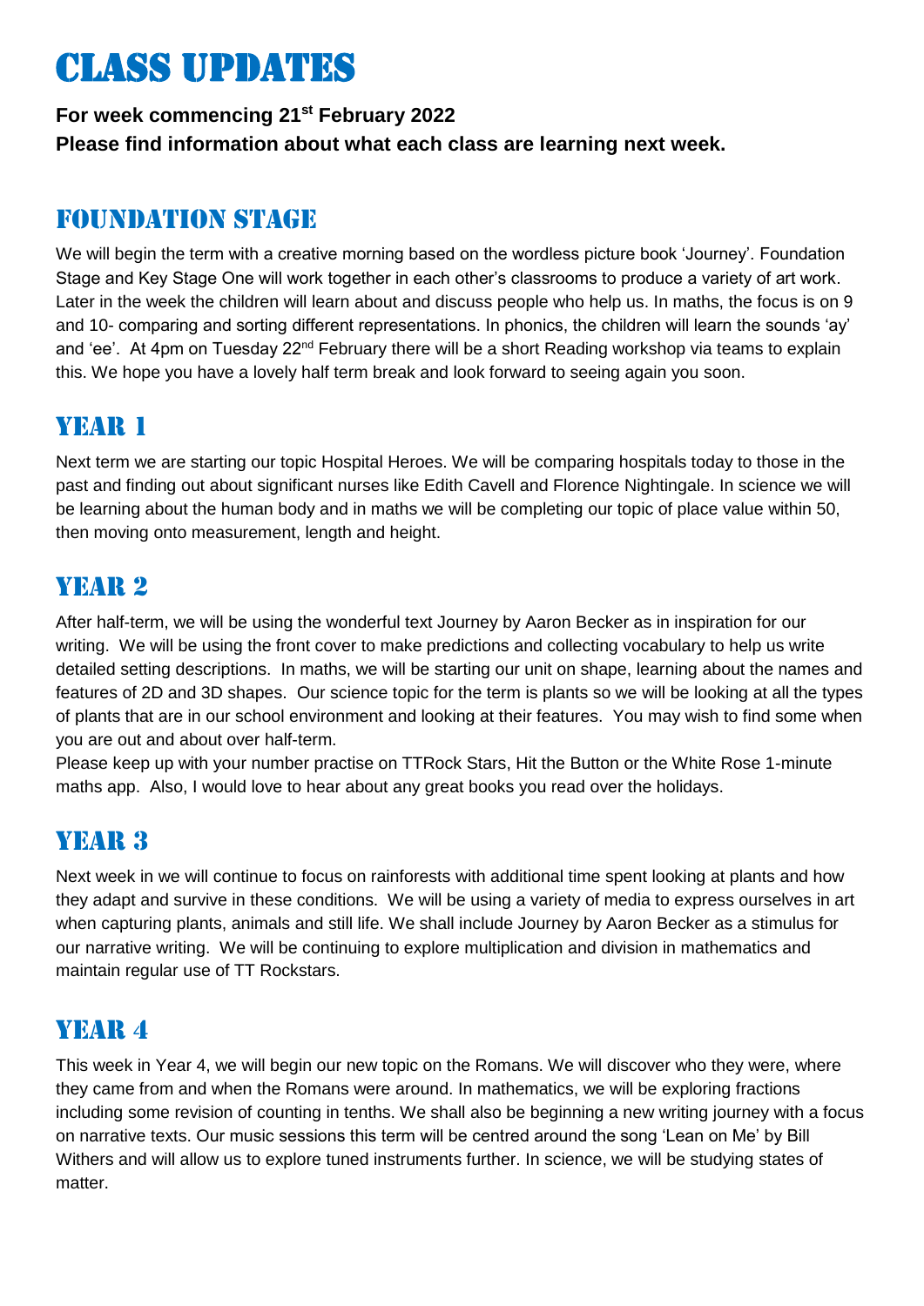# Class Updates

**For week commencing 21st February 2022**
**Please find information about what each class are learning next week.**

## Foundation Stage

We will begin the term with a creative morning based on the wordless picture book 'Journey'. Foundation Stage and Key Stage One will work together in each other's classrooms to produce a variety of art work. Later in the week the children will learn about and discuss people who help us. In maths, the focus is on 9 and 10- comparing and sorting different representations. In phonics, the children will learn the sounds 'ay' and 'ee'. At 4pm on Tuesday 22nd February there will be a short Reading workshop via teams to explain this. We hope you have a lovely half term break and look forward to seeing again you soon.

## Year 1

Next term we are starting our topic Hospital Heroes. We will be comparing hospitals today to those in the past and finding out about significant nurses like Edith Cavell and Florence Nightingale. In science we will be learning about the human body and in maths we will be completing our topic of place value within 50, then moving onto measurement, length and height.

## Year 2

After half-term, we will be using the wonderful text Journey by Aaron Becker as in inspiration for our writing. We will be using the front cover to make predictions and collecting vocabulary to help us write detailed setting descriptions. In maths, we will be starting our unit on shape, learning about the names and features of 2D and 3D shapes. Our science topic for the term is plants so we will be looking at all the types of plants that are in our school environment and looking at their features. You may wish to find some when you are out and about over half-term.

Please keep up with your number practise on TTRock Stars, Hit the Button or the White Rose 1-minute maths app. Also, I would love to hear about any great books you read over the holidays.

## Year 3

Next week in we will continue to focus on rainforests with additional time spent looking at plants and how they adapt and survive in these conditions. We will be using a variety of media to express ourselves in art when capturing plants, animals and still life. We shall include Journey by Aaron Becker as a stimulus for our narrative writing. We will be continuing to explore multiplication and division in mathematics and maintain regular use of TT Rockstars.

## Year 4

This week in Year 4, we will begin our new topic on the Romans. We will discover who they were, where they came from and when the Romans were around. In mathematics, we will be exploring fractions including some revision of counting in tenths. We shall also be beginning a new writing journey with a focus on narrative texts. Our music sessions this term will be centred around the song 'Lean on Me' by Bill Withers and will allow us to explore tuned instruments further. In science, we will be studying states of matter.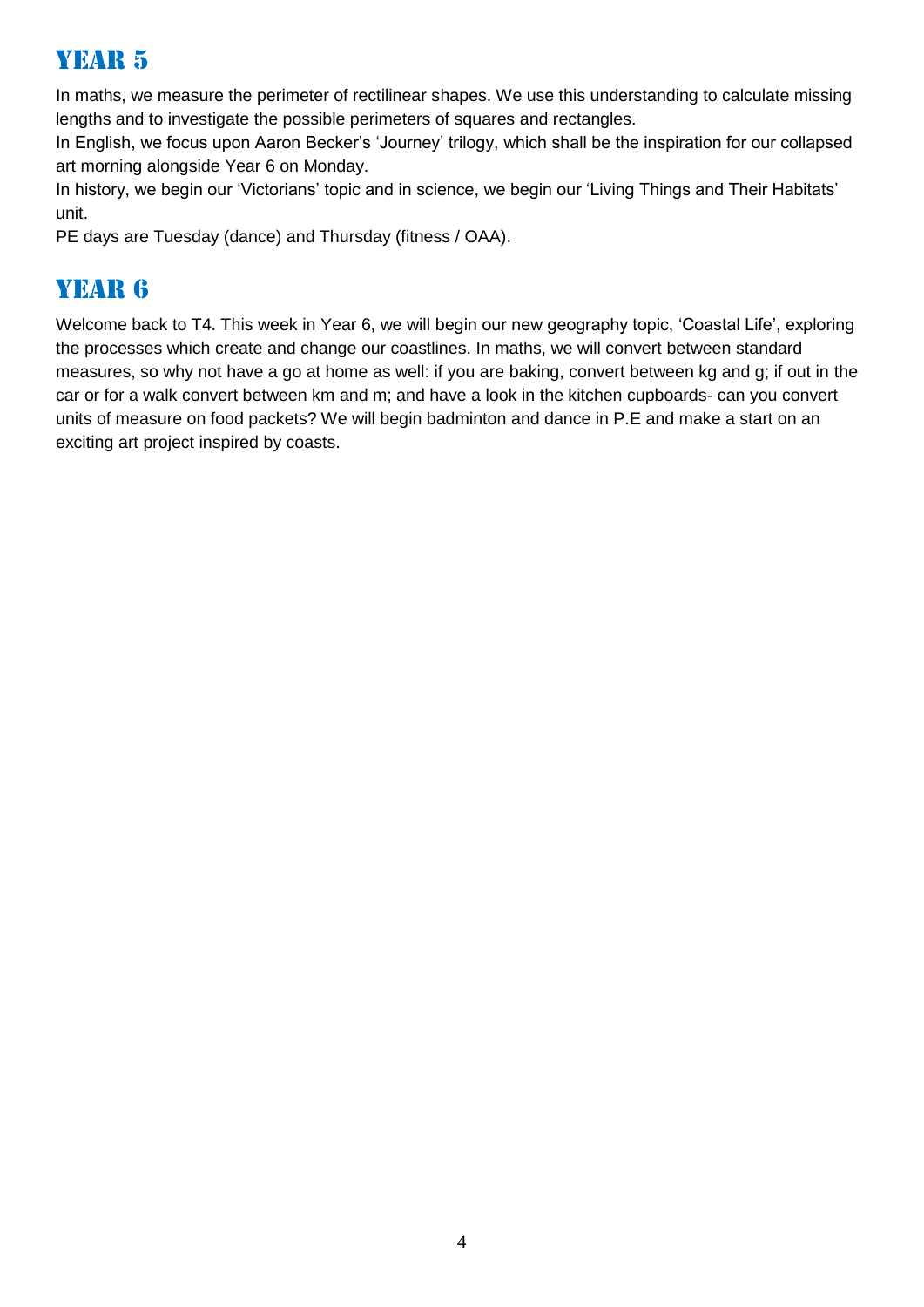# YEAR 5

In maths, we measure the perimeter of rectilinear shapes. We use this understanding to calculate missing lengths and to investigate the possible perimeters of squares and rectangles.

In English, we focus upon Aaron Becker's 'Journey' trilogy, which shall be the inspiration for our collapsed art morning alongside Year 6 on Monday.

In history, we begin our 'Victorians' topic and in science, we begin our 'Living Things and Their Habitats' unit.

PE days are Tuesday (dance) and Thursday (fitness / OAA).

# YEAR 6

Welcome back to T4. This week in Year 6, we will begin our new geography topic, 'Coastal Life', exploring the processes which create and change our coastlines. In maths, we will convert between standard measures, so why not have a go at home as well: if you are baking, convert between kg and g; if out in the car or for a walk convert between km and m; and have a look in the kitchen cupboards- can you convert units of measure on food packets? We will begin badminton and dance in P.E and make a start on an exciting art project inspired by coasts.